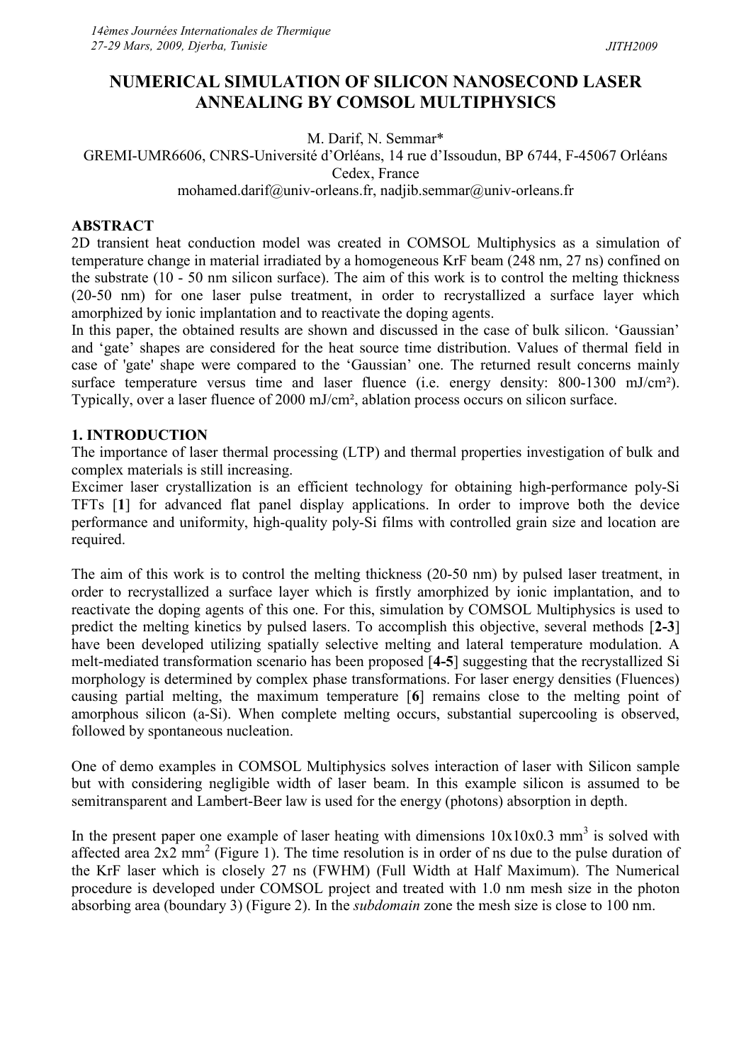# NUMERICAL SIMULATION OF SILICON NANOSECOND LASER ANNEALING BY COMSOL MULTIPHYSICS

M. Darif, N. Semmar*

GREMI-UMR6606, CNRS-Université d'Orléans, 14 rue d'Issoudun, BP 6744, F-45067 Orléans Cedex, France

mohamed.darif@univ-orleans.fr, nadjib.semmar@univ-orleans.fr

## ABSTRACT

2D transient heat conduction model was created in COMSOL Multiphysics as a simulation of temperature change in material irradiated by a homogeneous KrF beam (248 nm, 27 ns) confined on the substrate (10 - 50 nm silicon surface). The aim of this work is to control the melting thickness (20-50 nm) for one laser pulse treatment, in order to recrystallized a surface layer which amorphized by ionic implantation and to reactivate the doping agents.

In this paper, the obtained results are shown and discussed in the case of bulk silicon. 'Gaussian' and 'gate' shapes are considered for the heat source time distribution. Values of thermal field in case of 'gate' shape were compared to the 'Gaussian' one. The returned result concerns mainly surface temperature versus time and laser fluence (i.e. energy density: 800-1300 mJ/cm²). Typically, over a laser fluence of 2000 mJ/cm², ablation process occurs on silicon surface.

## 1. INTRODUCTION

The importance of laser thermal processing (LTP) and thermal properties investigation of bulk and complex materials is still increasing.

Excimer laser crystallization is an efficient technology for obtaining high-performance poly-Si TFTs [**1**] for advanced flat panel display applications. In order to improve both the device performance and uniformity, high-quality poly-Si films with controlled grain size and location are required.

The aim of this work is to control the melting thickness (20-50 nm) by pulsed laser treatment, in order to recrystallized a surface layer which is firstly amorphized by ionic implantation, and to reactivate the doping agents of this one. For this, simulation by COMSOL Multiphysics is used to predict the melting kinetics by pulsed lasers. To accomplish this objective, several methods [**2-3**] have been developed utilizing spatially selective melting and lateral temperature modulation. A melt-mediated transformation scenario has been proposed [**4-5**] suggesting that the recrystallized Si morphology is determined by complex phase transformations. For laser energy densities (Fluences) causing partial melting, the maximum temperature [**6**] remains close to the melting point of amorphous silicon (a-Si). When complete melting occurs, substantial supercooling is observed, followed by spontaneous nucleation.

One of demo examples in COMSOL Multiphysics solves interaction of laser with Silicon sample but with considering negligible width of laser beam. In this example silicon is assumed to be semitransparent and Lambert-Beer law is used for the energy (photons) absorption in depth.

In the present paper one example of laser heating with dimensions 10x10x0.3 mm$^3$ is solved with affected area 2x2 mm$^2$ (Figure 1). The time resolution is in order of ns due to the pulse duration of the KrF laser which is closely 27 ns (FWHM) (Full Width at Half Maximum). The Numerical procedure is developed under COMSOL project and treated with 1.0 nm mesh size in the photon absorbing area (boundary 3) (Figure 2). In the *subdomain* zone the mesh size is close to 100 nm.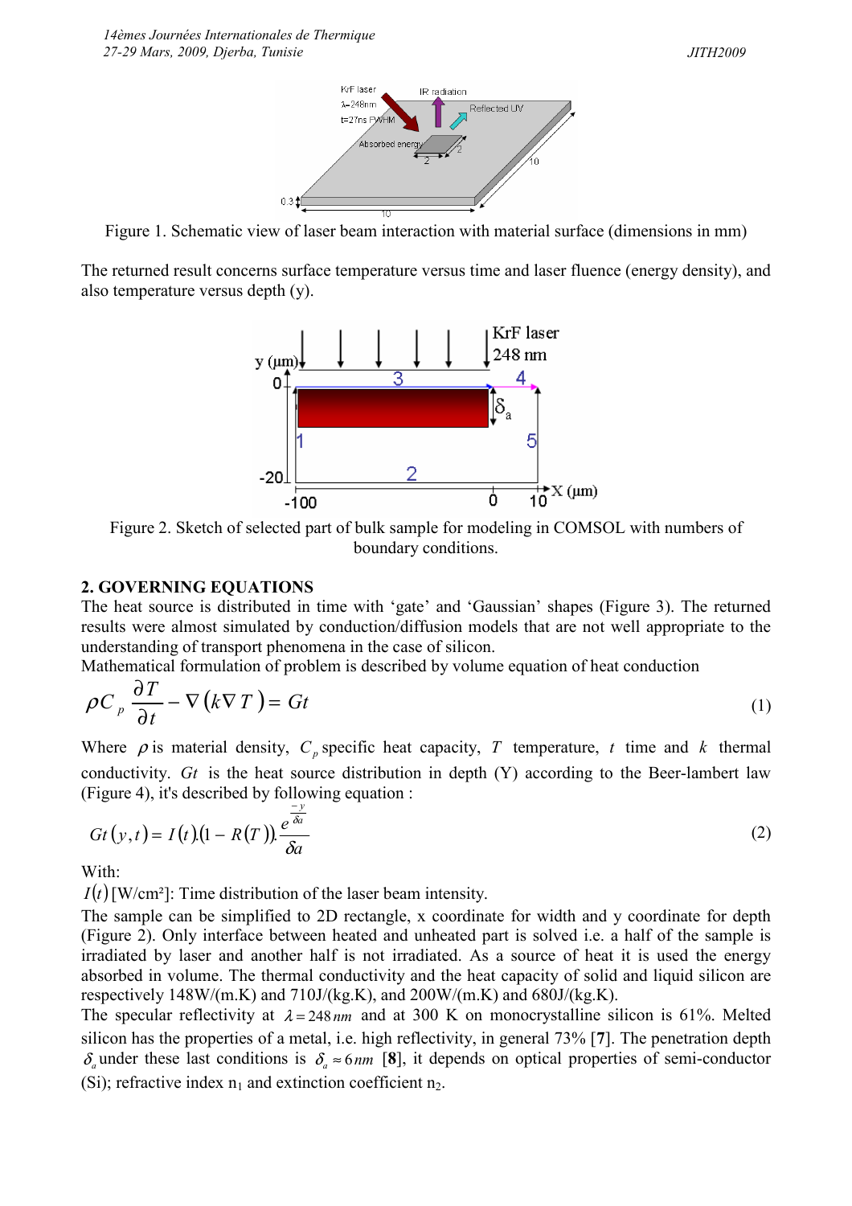Figure 1. Schematic view of laser beam interaction with material surface (dimensions in mm)

The returned result concerns surface temperature versus time and laser fluence (energy density), and also temperature versus depth (y).

Figure 2. Sketch of selected part of bulk sample for modeling in COMSOL with numbers of boundary conditions.

## 2. GOVERNING EQUATIONS

The heat source is distributed in time with 'gate' and 'Gaussian' shapes (Figure 3). The returned results were almost simulated by conduction/diffusion models that are not well appropriate to the understanding of transport phenomena in the case of silicon.

Mathematical formulation of problem is described by volume equation of heat conduction

$$\rho C_p \frac{\partial T}{\partial t} - \nabla \left( k \nabla T \right) = Gt \tag{1}$$

Where $\rho$ is material density, $C_p$ specific heat capacity, $T$ temperature, $t$ time and $k$ thermal conductivity. $Gt$ is the heat source distribution in depth (Y) according to the Beer-lambert law (Figure 4), it's described by following equation :

$$Gt\left(y,t\right) = I\left(t\right).\left(1 - R\left(T\right)\right).\frac{e^{\frac{-y}{\delta a}}}{\delta a} \tag{2}$$

With:

$I(t)$ [W/cm²]: Time distribution of the laser beam intensity.

The sample can be simplified to 2D rectangle, x coordinate for width and y coordinate for depth (Figure 2). Only interface between heated and unheated part is solved i.e. a half of the sample is irradiated by laser and another half is not irradiated. As a source of heat it is used the energy absorbed in volume. The thermal conductivity and the heat capacity of solid and liquid silicon are respectively 148W/(m.K) and 710J/(kg.K), and 200W/(m.K) and 680J/(kg.K).

The specular reflectivity at $\lambda = 248\,nm$ and at 300 K on monocrystalline silicon is 61%. Melted silicon has the properties of a metal, i.e. high reflectivity, in general 73% [**7**]. The penetration depth $\delta_a$ under these last conditions is $\delta_a \approx 6\,nm$ [**8**], it depends on optical properties of semi-conductor (Si); refractive index $n_1$ and extinction coefficient $n_2$.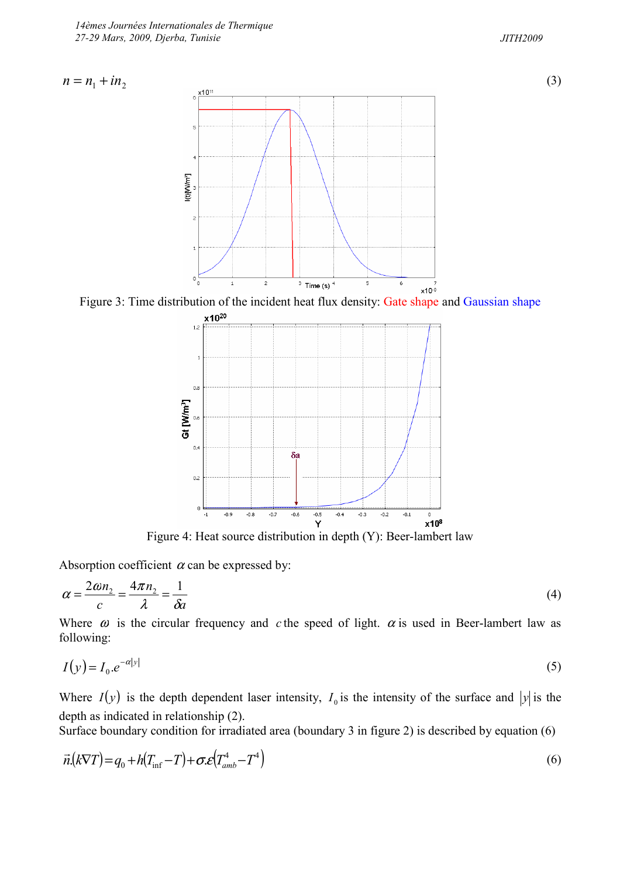$$n = n_1 + i n_2 \tag{3}$$

Figure 3: Time distribution of the incident heat flux density: Gate shape and Gaussian shape

Figure 4: Heat source distribution in depth (Y): Beer-lambert law

Absorption coefficient $\alpha$ can be expressed by:

$$\alpha = \frac{2\omega n_2}{c} = \frac{4\pi n_2}{\lambda} = \frac{1}{\delta a} \tag{4}$$

Where $\omega$ is the circular frequency and $c$ the speed of light. $\alpha$ is used in Beer-lambert law as following:

$$I(y) = I_0 . e^{-\alpha |y|} \tag{5}$$

Where $I(y)$ is the depth dependent laser intensity, $I_0$ is the intensity of the surface and $|y|$ is the depth as indicated in relationship (2).

Surface boundary condition for irradiated area (boundary 3 in figure 2) is described by equation (6)

$$\vec{n}.(k\nabla T) = q_0 + h(T_{\inf} - T) + \sigma.\varepsilon(T_{amb}^4 - T^4) \tag{6}$$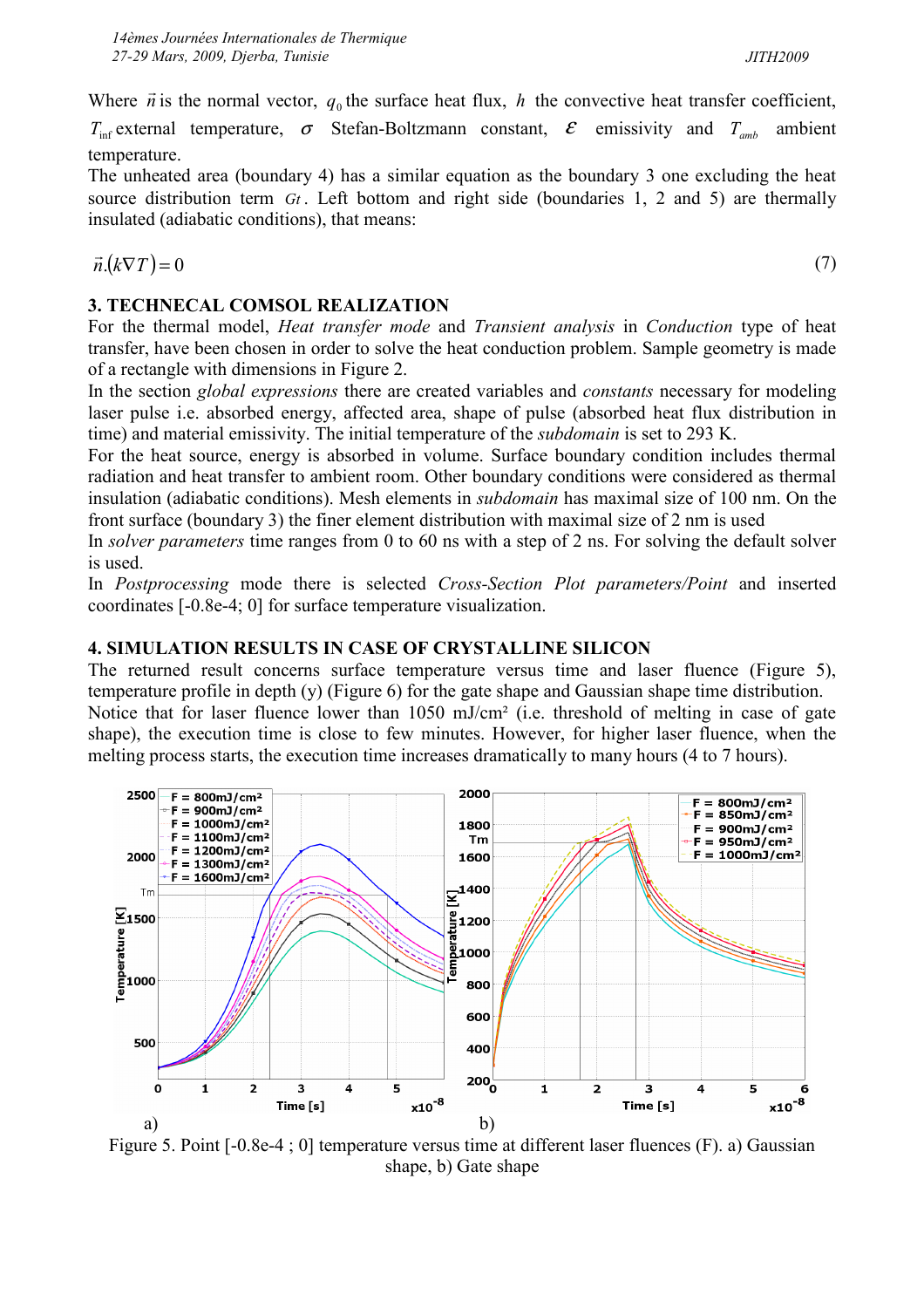Where $\vec{n}$ is the normal vector, $q_0$ the surface heat flux, $h$ the convective heat transfer coefficient, $T_{\inf}$ external temperature, $\sigma$ Stefan-Boltzmann constant, $\varepsilon$ emissivity and $T_{amb}$ ambient temperature.

The unheated area (boundary 4) has a similar equation as the boundary 3 one excluding the heat source distribution term $Gt$. Left bottom and right side (boundaries 1, 2 and 5) are thermally insulated (adiabatic conditions), that means:

$$\vec{n}.(k\nabla T) = 0 \tag{7}$$

## 3. TECHNECAL COMSOL REALIZATION

For the thermal model, *Heat transfer mode* and *Transient analysis* in *Conduction* type of heat transfer, have been chosen in order to solve the heat conduction problem. Sample geometry is made of a rectangle with dimensions in Figure 2.

In the section *global expressions* there are created variables and *constants* necessary for modeling laser pulse i.e. absorbed energy, affected area, shape of pulse (absorbed heat flux distribution in time) and material emissivity. The initial temperature of the *subdomain* is set to 293 K.

For the heat source, energy is absorbed in volume. Surface boundary condition includes thermal radiation and heat transfer to ambient room. Other boundary conditions were considered as thermal insulation (adiabatic conditions). Mesh elements in *subdomain* has maximal size of 100 nm. On the front surface (boundary 3) the finer element distribution with maximal size of 2 nm is used

In *solver parameters* time ranges from 0 to 60 ns with a step of 2 ns. For solving the default solver is used.

In *Postprocessing* mode there is selected *Cross-Section Plot parameters/Point* and inserted coordinates [-0.8e-4; 0] for surface temperature visualization.

## 4. SIMULATION RESULTS IN CASE OF CRYSTALLINE SILICON

The returned result concerns surface temperature versus time and laser fluence (Figure 5), temperature profile in depth (y) (Figure 6) for the gate shape and Gaussian shape time distribution. Notice that for laser fluence lower than 1050 mJ/cm² (i.e. threshold of melting in case of gate shape), the execution time is close to few minutes. However, for higher laser fluence, when the melting process starts, the execution time increases dramatically to many hours (4 to 7 hours).

a) b)

Figure 5. Point [-0.8e-4 ; 0] temperature versus time at different laser fluences (F). a) Gaussian shape, b) Gate shape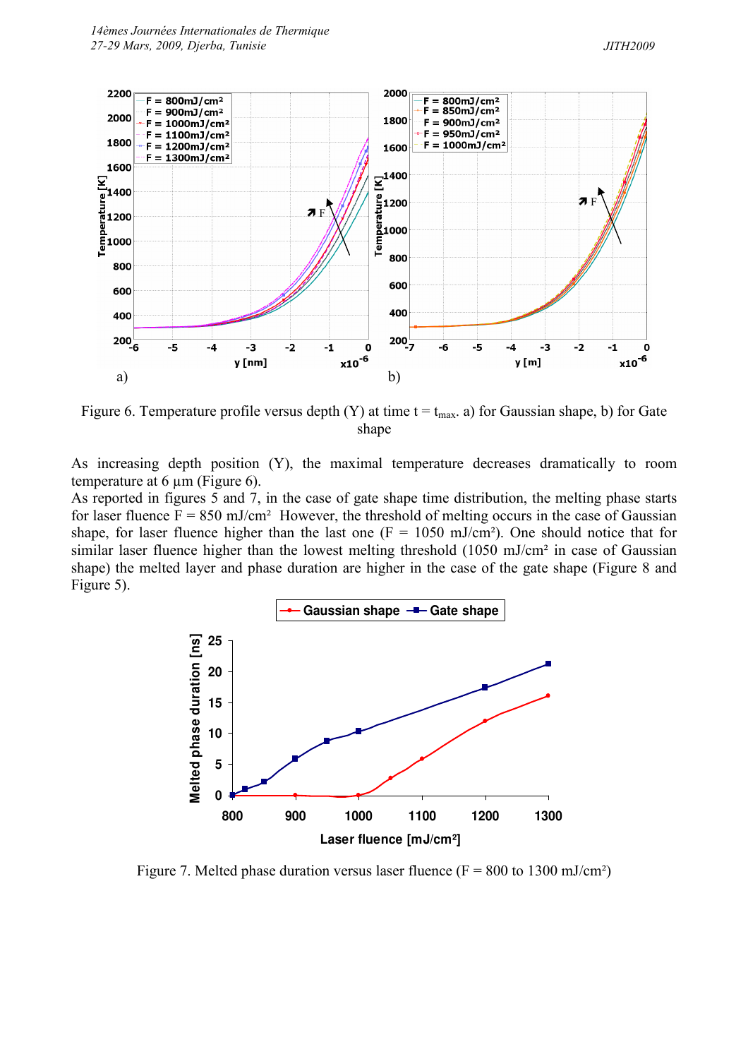Figure 6. Temperature profile versus depth (Y) at time t = $t_{max}$. a) for Gaussian shape, b) for Gate shape

As increasing depth position (Y), the maximal temperature decreases dramatically to room temperature at 6 µm (Figure 6).
As reported in figures 5 and 7, in the case of gate shape time distribution, the melting phase starts for laser fluence F = 850 mJ/cm². However, the threshold of melting occurs in the case of Gaussian shape, for laser fluence higher than the last one (F = 1050 mJ/cm²). One should notice that for similar laser fluence higher than the lowest melting threshold (1050 mJ/cm² in case of Gaussian shape) the melted layer and phase duration are higher in the case of the gate shape (Figure 8 and Figure 5).

Figure 7. Melted phase duration versus laser fluence (F = 800 to 1300 mJ/cm²)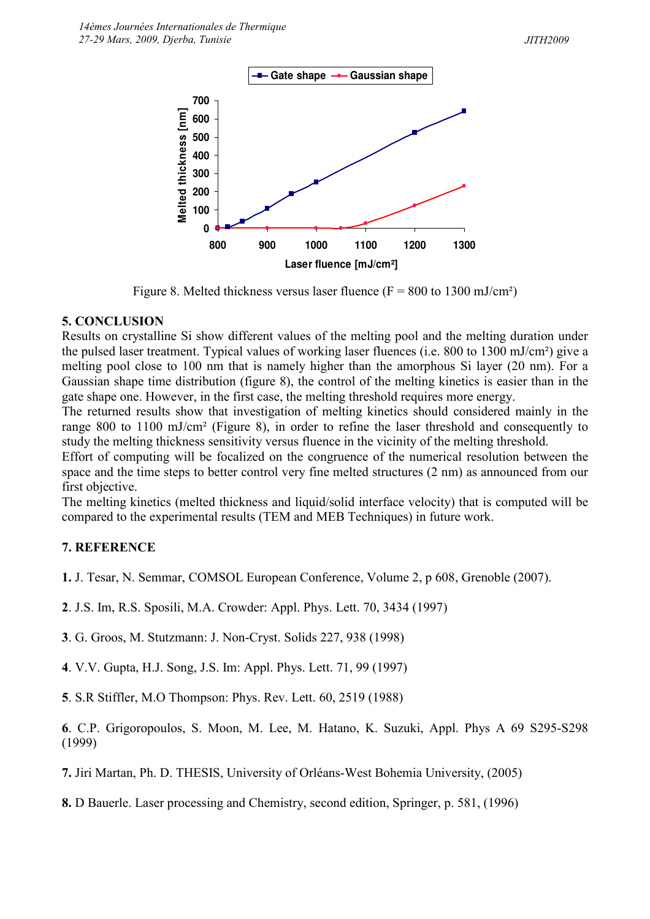Gate shape
Gaussian shape

Melted thickness [nm]

700
600
500
400
300
200
100
0

800 900 1000 1100 1200 1300

Laser fluence [mJ/cm²]

Figure 8. Melted thickness versus laser fluence (F = 800 to 1300 mJ/cm²)

## 5. CONCLUSION

Results on crystalline Si show different values of the melting pool and the melting duration under the pulsed laser treatment. Typical values of working laser fluences (i.e. 800 to 1300 mJ/cm²) give a melting pool close to 100 nm that is namely higher than the amorphous Si layer (20 nm). For a Gaussian shape time distribution (figure 8), the control of the melting kinetics is easier than in the gate shape one. However, in the first case, the melting threshold requires more energy.

The returned results show that investigation of melting kinetics should considered mainly in the range 800 to 1100 mJ/cm² (Figure 8), in order to refine the laser threshold and consequently to study the melting thickness sensitivity versus fluence in the vicinity of the melting threshold.

Effort of computing will be focalized on the congruence of the numerical resolution between the space and the time steps to better control very fine melted structures (2 nm) as announced from our first objective.

The melting kinetics (melted thickness and liquid/solid interface velocity) that is computed will be compared to the experimental results (TEM and MEB Techniques) in future work.

## 7. REFERENCE

**1.** J. Tesar, N. Semmar, COMSOL European Conference, Volume 2, p 608, Grenoble (2007).

**2**. J.S. Im, R.S. Sposili, M.A. Crowder: Appl. Phys. Lett. 70, 3434 (1997)

**3**. G. Groos, M. Stutzmann: J. Non-Cryst. Solids 227, 938 (1998)

**4**. V.V. Gupta, H.J. Song, J.S. Im: Appl. Phys. Lett. 71, 99 (1997)

**5**. S.R Stiffler, M.O Thompson: Phys. Rev. Lett. 60, 2519 (1988)

**6**. C.P. Grigoropoulos, S. Moon, M. Lee, M. Hatano, K. Suzuki, Appl. Phys A 69 S295-S298 (1999)

**7.** Jiri Martan, Ph. D. THESIS, University of Orléans-West Bohemia University, (2005)

**8.** D Bauerle. Laser processing and Chemistry, second edition, Springer, p. 581, (1996)